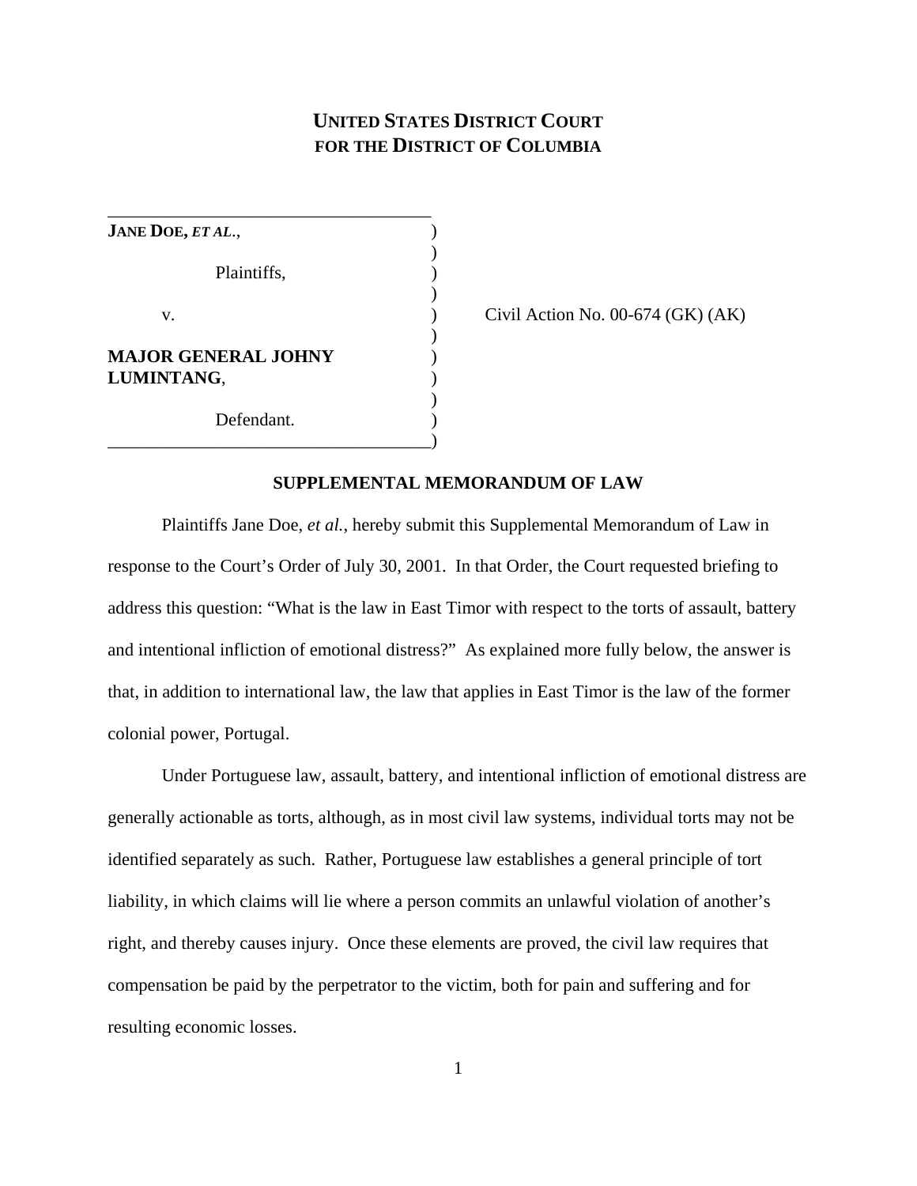# UNITED STATES DISTRICT COURT
# FOR THE DISTRICT OF COLUMBIA

**JANE DOE, *ET AL.*,**

Plaintiffs,

v.

**MAJOR GENERAL JOHNY LUMINTANG**,

Defendant.

Civil Action No. 00-674 (GK) (AK)

## SUPPLEMENTAL MEMORANDUM OF LAW

Plaintiffs Jane Doe, *et al.*, hereby submit this Supplemental Memorandum of Law in response to the Court's Order of July 30, 2001. In that Order, the Court requested briefing to address this question: "What is the law in East Timor with respect to the torts of assault, battery and intentional infliction of emotional distress?" As explained more fully below, the answer is that, in addition to international law, the law that applies in East Timor is the law of the former colonial power, Portugal.

Under Portuguese law, assault, battery, and intentional infliction of emotional distress are generally actionable as torts, although, as in most civil law systems, individual torts may not be identified separately as such. Rather, Portuguese law establishes a general principle of tort liability, in which claims will lie where a person commits an unlawful violation of another's right, and thereby causes injury. Once these elements are proved, the civil law requires that compensation be paid by the perpetrator to the victim, both for pain and suffering and for resulting economic losses.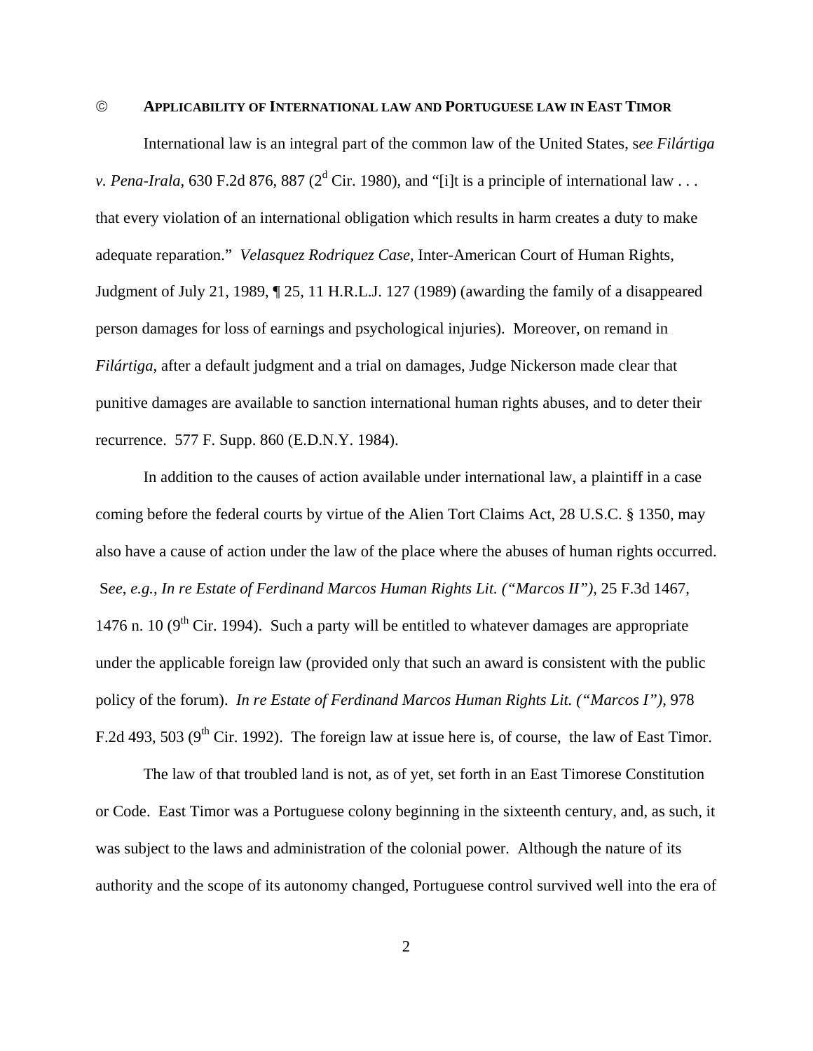### © APPLICABILITY OF INTERNATIONAL LAW AND PORTUGUESE LAW IN EAST TIMOR

International law is an integral part of the common law of the United States, s*ee Filártiga v. Pena-Irala*, 630 F.2d 876, 887 (2d Cir. 1980), and "[i]t is a principle of international law . . . that every violation of an international obligation which results in harm creates a duty to make adequate reparation." *Velasquez Rodriquez Case*, Inter-American Court of Human Rights, Judgment of July 21, 1989, ¶ 25, 11 H.R.L.J. 127 (1989) (awarding the family of a disappeared person damages for loss of earnings and psychological injuries). Moreover, on remand in *Filártiga*, after a default judgment and a trial on damages, Judge Nickerson made clear that punitive damages are available to sanction international human rights abuses, and to deter their recurrence. 577 F. Supp. 860 (E.D.N.Y. 1984).

In addition to the causes of action available under international law, a plaintiff in a case coming before the federal courts by virtue of the Alien Tort Claims Act, 28 U.S.C. § 1350, may also have a cause of action under the law of the place where the abuses of human rights occurred. S*ee*, *e.g.*, *In re Estate of Ferdinand Marcos Human Rights Lit. ("Marcos II")*, 25 F.3d 1467, 1476 n. 10 (9th Cir. 1994). Such a party will be entitled to whatever damages are appropriate under the applicable foreign law (provided only that such an award is consistent with the public policy of the forum). *In re Estate of Ferdinand Marcos Human Rights Lit. ("Marcos I")*, 978 F.2d 493, 503 (9th Cir. 1992). The foreign law at issue here is, of course, the law of East Timor.

The law of that troubled land is not, as of yet, set forth in an East Timorese Constitution or Code. East Timor was a Portuguese colony beginning in the sixteenth century, and, as such, it was subject to the laws and administration of the colonial power. Although the nature of its authority and the scope of its autonomy changed, Portuguese control survived well into the era of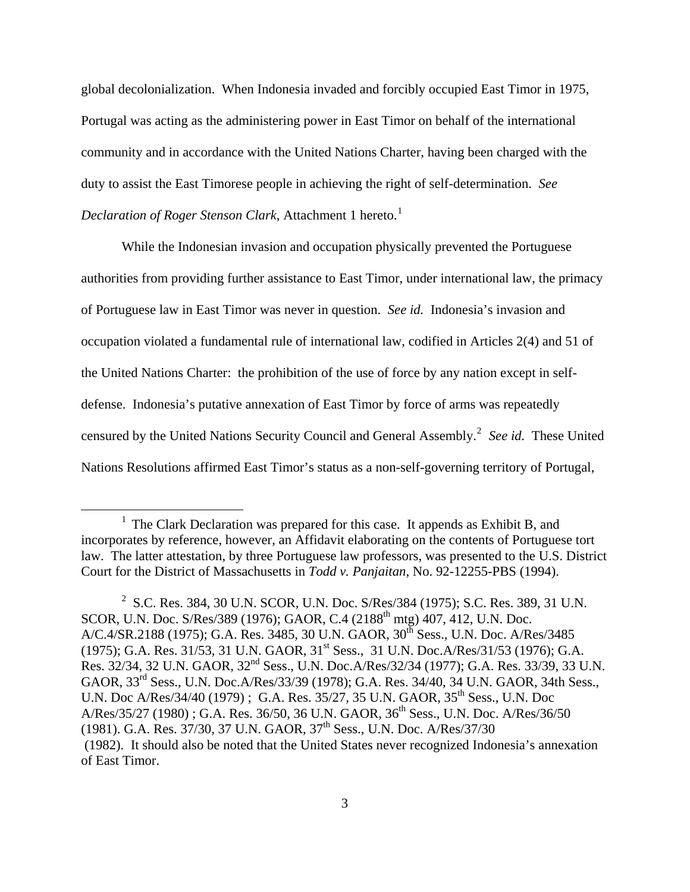global decolonialization. When Indonesia invaded and forcibly occupied East Timor in 1975, Portugal was acting as the administering power in East Timor on behalf of the international community and in accordance with the United Nations Charter, having been charged with the duty to assist the East Timorese people in achieving the right of self-determination. *See Declaration of Roger Stenson Clark,* Attachment 1 hereto.[1]

While the Indonesian invasion and occupation physically prevented the Portuguese authorities from providing further assistance to East Timor, under international law, the primacy of Portuguese law in East Timor was never in question. *See id.* Indonesia's invasion and occupation violated a fundamental rule of international law, codified in Articles 2(4) and 51 of the United Nations Charter: the prohibition of the use of force by any nation except in self-defense. Indonesia's putative annexation of East Timor by force of arms was repeatedly censured by the United Nations Security Council and General Assembly.[2] *See id.* These United Nations Resolutions affirmed East Timor's status as a non-self-governing territory of Portugal,

---

[1] The Clark Declaration was prepared for this case. It appends as Exhibit B, and incorporates by reference, however, an Affidavit elaborating on the contents of Portuguese tort law. The latter attestation, by three Portuguese law professors, was presented to the U.S. District Court for the District of Massachusetts in *Todd v. Panjaitan*, No. 92-12255-PBS (1994).

[2] S.C. Res. 384, 30 U.N. SCOR, U.N. Doc. S/Res/384 (1975); S.C. Res. 389, 31 U.N. SCOR, U.N. Doc. S/Res/389 (1976); GAOR, C.4 (2188th mtg) 407, 412, U.N. Doc. A/C.4/SR.2188 (1975); G.A. Res. 3485, 30 U.N. GAOR, 30th Sess., U.N. Doc. A/Res/3485 (1975); G.A. Res. 31/53, 31 U.N. GAOR, 31st Sess., 31 U.N. Doc.A/Res/31/53 (1976); G.A. Res. 32/34, 32 U.N. GAOR, 32nd Sess., U.N. Doc.A/Res/32/34 (1977); G.A. Res. 33/39, 33 U.N. GAOR, 33rd Sess., U.N. Doc.A/Res/33/39 (1978); G.A. Res. 34/40, 34 U.N. GAOR, 34th Sess., U.N. Doc A/Res/34/40 (1979) ; G.A. Res. 35/27, 35 U.N. GAOR, 35th Sess., U.N. Doc A/Res/35/27 (1980) ; G.A. Res. 36/50, 36 U.N. GAOR, 36th Sess., U.N. Doc. A/Res/36/50 (1981). G.A. Res. 37/30, 37 U.N. GAOR, 37th Sess., U.N. Doc. A/Res/37/30 (1982). It should also be noted that the United States never recognized Indonesia's annexation of East Timor.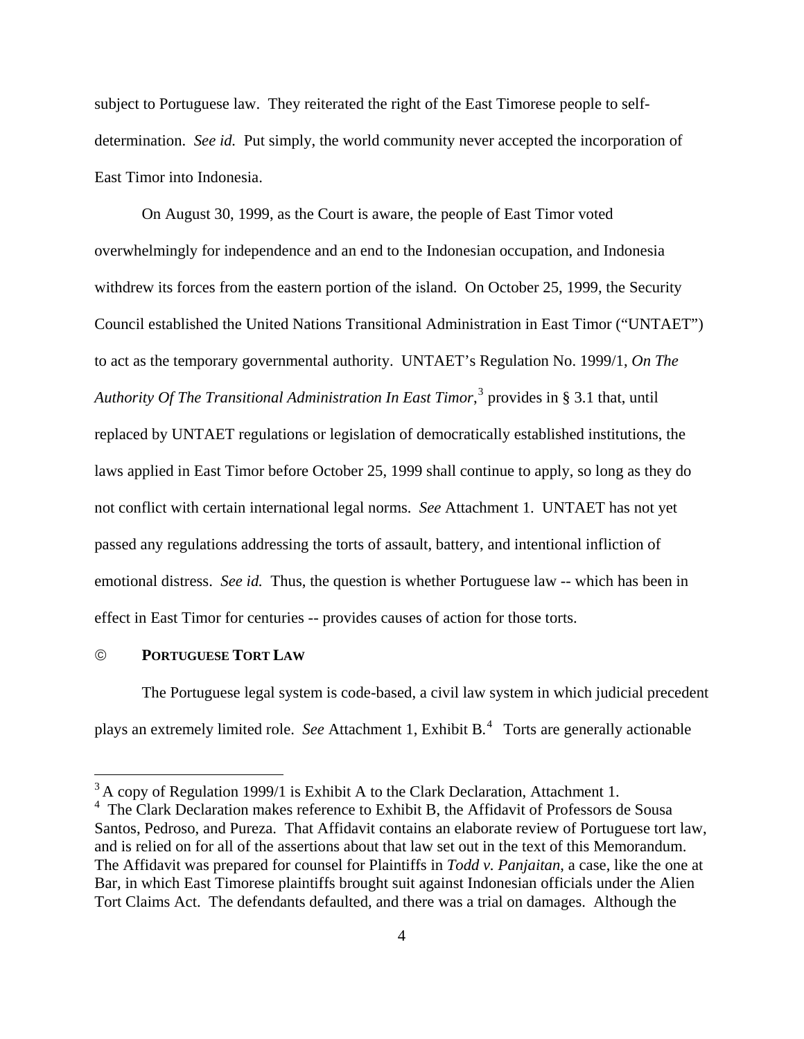subject to Portuguese law. They reiterated the right of the East Timorese people to self-determination. *See id.* Put simply, the world community never accepted the incorporation of East Timor into Indonesia.

On August 30, 1999, as the Court is aware, the people of East Timor voted overwhelmingly for independence and an end to the Indonesian occupation, and Indonesia withdrew its forces from the eastern portion of the island. On October 25, 1999, the Security Council established the United Nations Transitional Administration in East Timor ("UNTAET") to act as the temporary governmental authority. UNTAET's Regulation No. 1999/1, *On The Authority Of The Transitional Administration In East Timor*,[3] provides in § 3.1 that, until replaced by UNTAET regulations or legislation of democratically established institutions, the laws applied in East Timor before October 25, 1999 shall continue to apply, so long as they do not conflict with certain international legal norms. *See* Attachment 1. UNTAET has not yet passed any regulations addressing the torts of assault, battery, and intentional infliction of emotional distress. *See id.* Thus, the question is whether Portuguese law -- which has been in effect in East Timor for centuries -- provides causes of action for those torts.

## © PORTUGUESE TORT LAW

The Portuguese legal system is code-based, a civil law system in which judicial precedent plays an extremely limited role. *See* Attachment 1, Exhibit B.[4] Torts are generally actionable

---

[3] A copy of Regulation 1999/1 is Exhibit A to the Clark Declaration, Attachment 1.

[4] The Clark Declaration makes reference to Exhibit B, the Affidavit of Professors de Sousa Santos, Pedroso, and Pureza. That Affidavit contains an elaborate review of Portuguese tort law, and is relied on for all of the assertions about that law set out in the text of this Memorandum. The Affidavit was prepared for counsel for Plaintiffs in *Todd v. Panjaitan*, a case, like the one at Bar, in which East Timorese plaintiffs brought suit against Indonesian officials under the Alien Tort Claims Act. The defendants defaulted, and there was a trial on damages. Although the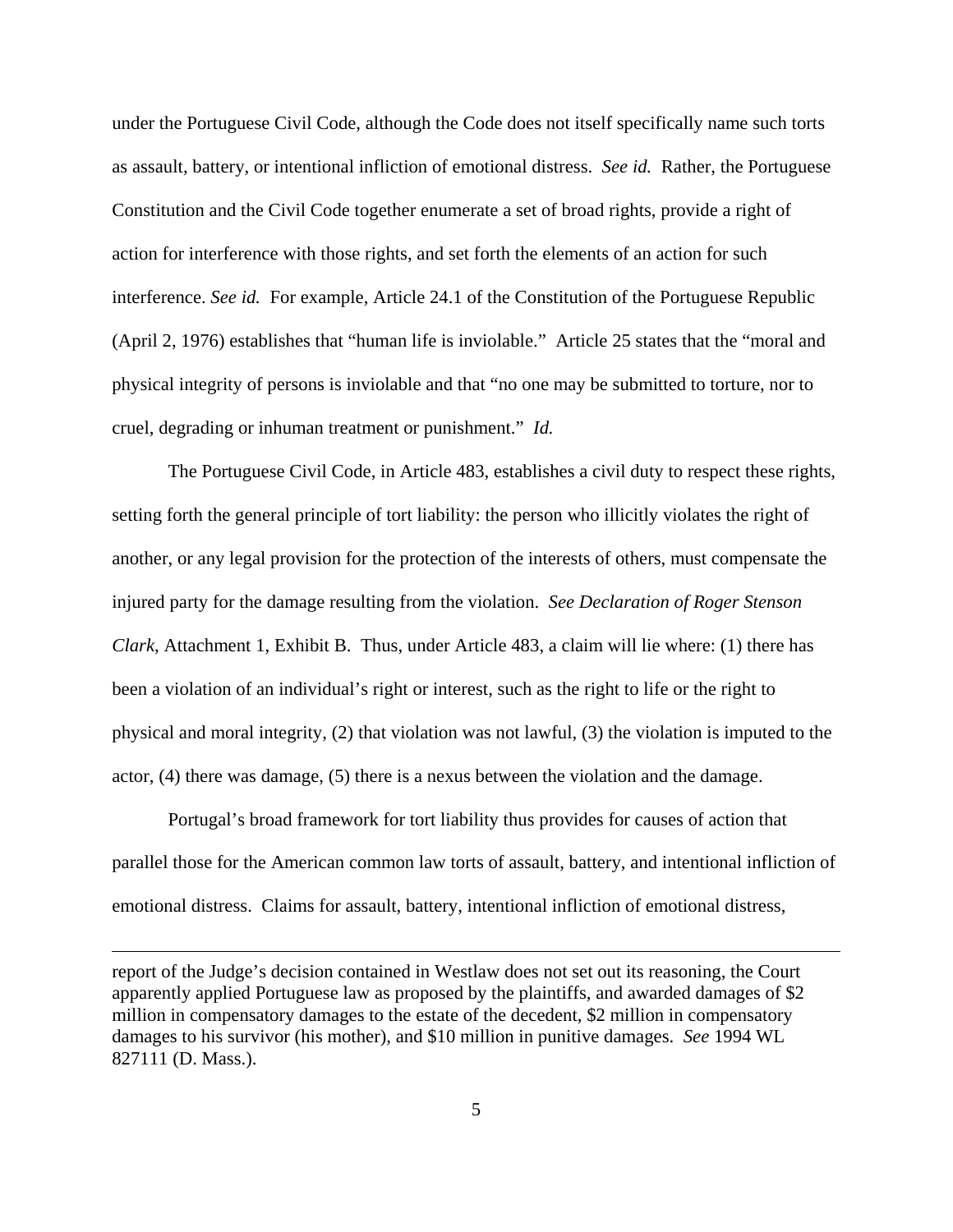under the Portuguese Civil Code, although the Code does not itself specifically name such torts as assault, battery, or intentional infliction of emotional distress. *See id.* Rather, the Portuguese Constitution and the Civil Code together enumerate a set of broad rights, provide a right of action for interference with those rights, and set forth the elements of an action for such interference. *See id.* For example, Article 24.1 of the Constitution of the Portuguese Republic (April 2, 1976) establishes that "human life is inviolable." Article 25 states that the "moral and physical integrity of persons is inviolable and that "no one may be submitted to torture, nor to cruel, degrading or inhuman treatment or punishment." *Id.*

The Portuguese Civil Code, in Article 483, establishes a civil duty to respect these rights, setting forth the general principle of tort liability: the person who illicitly violates the right of another, or any legal provision for the protection of the interests of others, must compensate the injured party for the damage resulting from the violation. *See Declaration of Roger Stenson Clark*, Attachment 1, Exhibit B. Thus, under Article 483, a claim will lie where: (1) there has been a violation of an individual's right or interest, such as the right to life or the right to physical and moral integrity, (2) that violation was not lawful, (3) the violation is imputed to the actor, (4) there was damage, (5) there is a nexus between the violation and the damage.

Portugal's broad framework for tort liability thus provides for causes of action that parallel those for the American common law torts of assault, battery, and intentional infliction of emotional distress. Claims for assault, battery, intentional infliction of emotional distress,

---

report of the Judge's decision contained in Westlaw does not set out its reasoning, the Court apparently applied Portuguese law as proposed by the plaintiffs, and awarded damages of $2 million in compensatory damages to the estate of the decedent, $2 million in compensatory damages to his survivor (his mother), and $10 million in punitive damages. *See* 1994 WL 827111 (D. Mass.).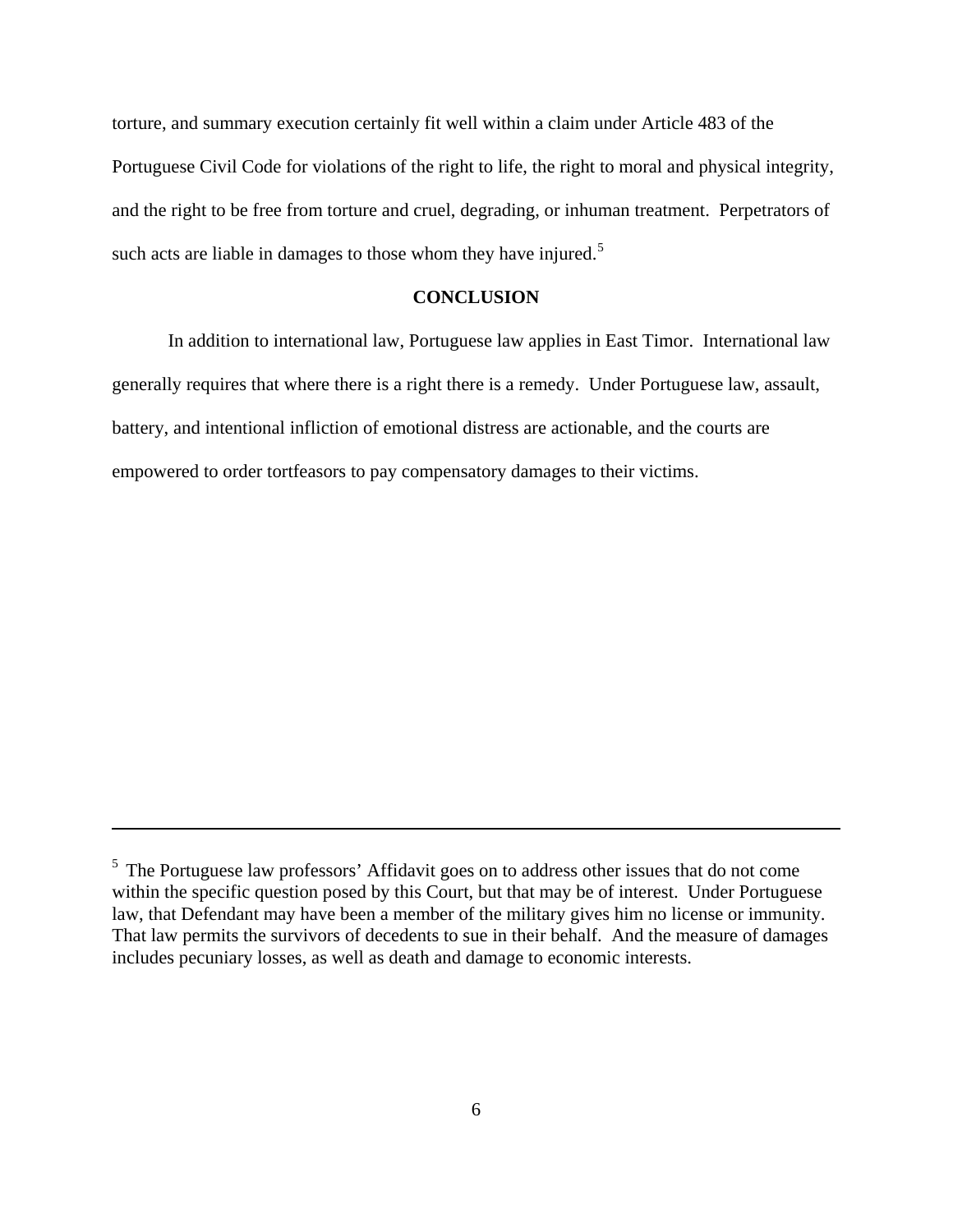torture, and summary execution certainly fit well within a claim under Article 483 of the Portuguese Civil Code for violations of the right to life, the right to moral and physical integrity, and the right to be free from torture and cruel, degrading, or inhuman treatment. Perpetrators of such acts are liable in damages to those whom they have injured.[5]

## CONCLUSION

In addition to international law, Portuguese law applies in East Timor. International law generally requires that where there is a right there is a remedy. Under Portuguese law, assault, battery, and intentional infliction of emotional distress are actionable, and the courts are empowered to order tortfeasors to pay compensatory damages to their victims.

---

[5] The Portuguese law professors' Affidavit goes on to address other issues that do not come within the specific question posed by this Court, but that may be of interest. Under Portuguese law, that Defendant may have been a member of the military gives him no license or immunity. That law permits the survivors of decedents to sue in their behalf. And the measure of damages includes pecuniary losses, as well as death and damage to economic interests.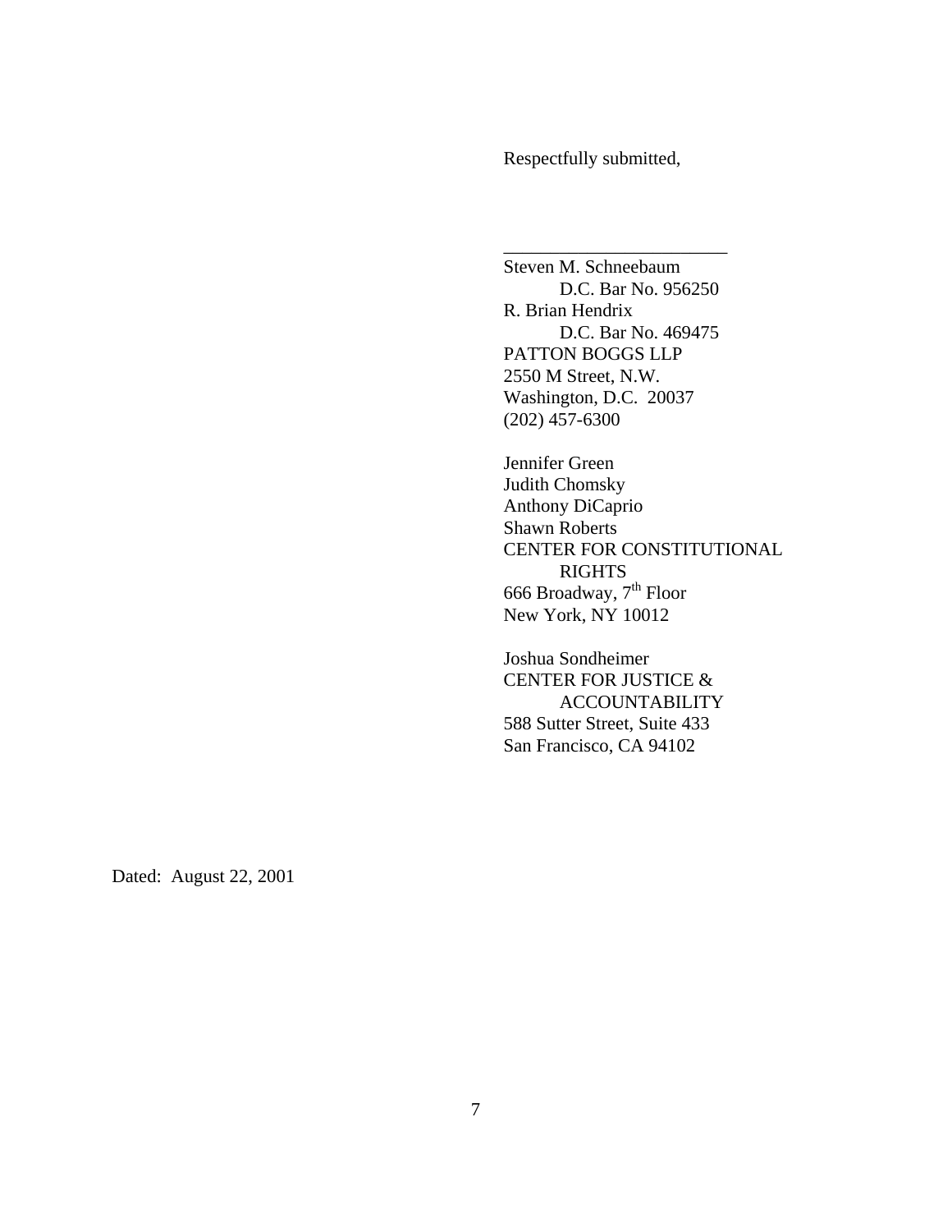Respectfully submitted,

\_\_\_\_\_\_\_\_\_\_\_\_\_\_\_\_\_\_\_\_\_\_\_\_

Steven M. Schneebaum  
D.C. Bar No. 956250  
R. Brian Hendrix  
D.C. Bar No. 469475  
PATTON BOGGS LLP  
2550 M Street, N.W.  
Washington, D.C. 20037  
(202) 457-6300

Jennifer Green  
Judith Chomsky  
Anthony DiCaprio  
Shawn Roberts  
CENTER FOR CONSTITUTIONAL RIGHTS  
666 Broadway, 7th Floor  
New York, NY 10012

Joshua Sondheimer  
CENTER FOR JUSTICE & ACCOUNTABILITY  
588 Sutter Street, Suite 433  
San Francisco, CA 94102

Dated: August 22, 2001